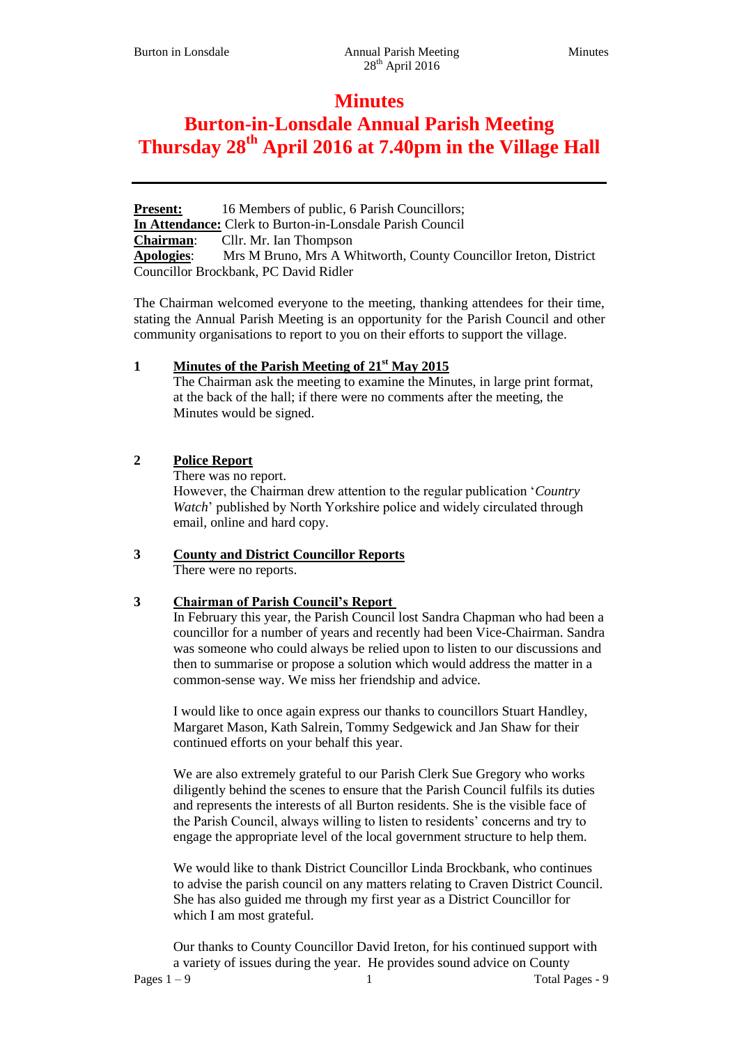# Minutes

# Burton-in-Lonsdale Annual Parish Meeting

# Thursday 28th April 2016 at 7.40pm in the Village Hall

---

**Present:** 16 Members of public, 6 Parish Councillors;
**In Attendance:** Clerk to Burton-in-Lonsdale Parish Council
**Chairman**: Cllr. Mr. Ian Thompson
**Apologies**: Mrs M Bruno, Mrs A Whitworth, County Councillor Ireton, District Councillor Brockbank, PC David Ridler

The Chairman welcomed everyone to the meeting, thanking attendees for their time, stating the Annual Parish Meeting is an opportunity for the Parish Council and other community organisations to report to you on their efforts to support the village.

**1 Minutes of the Parish Meeting of 21st May 2015**

The Chairman ask the meeting to examine the Minutes, in large print format, at the back of the hall; if there were no comments after the meeting, the Minutes would be signed.

**2 Police Report**

There was no report.
However, the Chairman drew attention to the regular publication '*Country Watch*' published by North Yorkshire police and widely circulated through email, online and hard copy.

**3 County and District Councillor Reports**

There were no reports.

**3 Chairman of Parish Council's Report**

In February this year, the Parish Council lost Sandra Chapman who had been a councillor for a number of years and recently had been Vice-Chairman. Sandra was someone who could always be relied upon to listen to our discussions and then to summarise or propose a solution which would address the matter in a common-sense way. We miss her friendship and advice.

I would like to once again express our thanks to councillors Stuart Handley, Margaret Mason, Kath Salrein, Tommy Sedgewick and Jan Shaw for their continued efforts on your behalf this year.

We are also extremely grateful to our Parish Clerk Sue Gregory who works diligently behind the scenes to ensure that the Parish Council fulfils its duties and represents the interests of all Burton residents. She is the visible face of the Parish Council, always willing to listen to residents' concerns and try to engage the appropriate level of the local government structure to help them.

We would like to thank District Councillor Linda Brockbank, who continues to advise the parish council on any matters relating to Craven District Council. She has also guided me through my first year as a District Councillor for which I am most grateful.

Our thanks to County Councillor David Ireton, for his continued support with a variety of issues during the year. He provides sound advice on County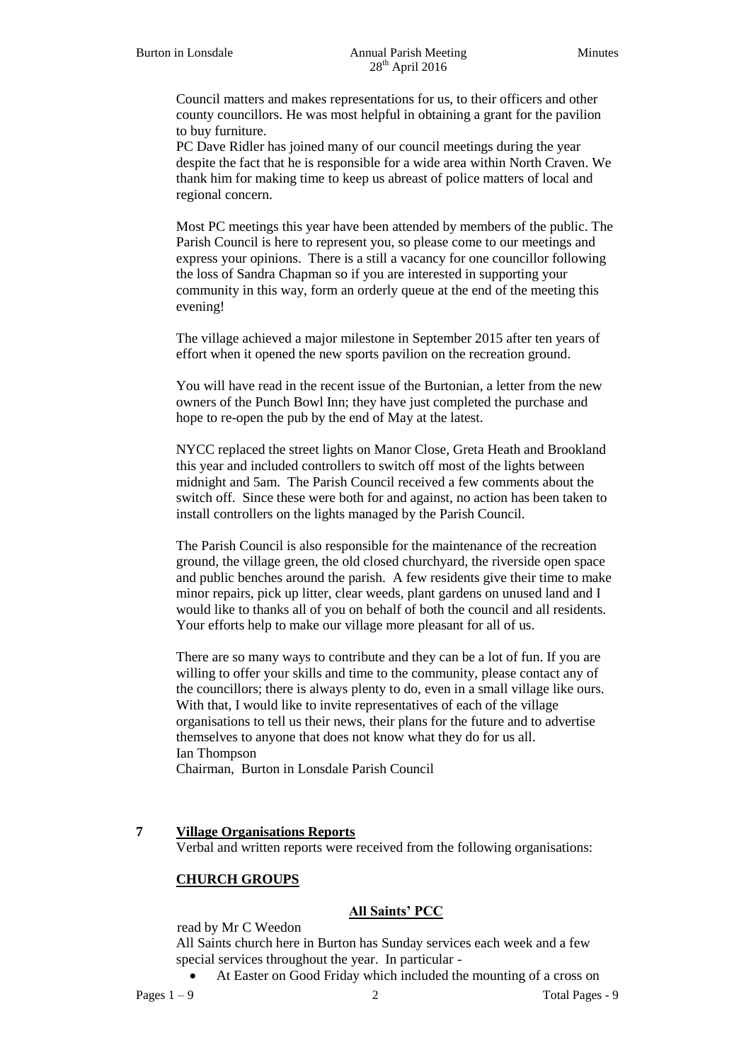Council matters and makes representations for us, to their officers and other county councillors. He was most helpful in obtaining a grant for the pavilion to buy furniture.

PC Dave Ridler has joined many of our council meetings during the year despite the fact that he is responsible for a wide area within North Craven. We thank him for making time to keep us abreast of police matters of local and regional concern.

Most PC meetings this year have been attended by members of the public. The Parish Council is here to represent you, so please come to our meetings and express your opinions. There is a still a vacancy for one councillor following the loss of Sandra Chapman so if you are interested in supporting your community in this way, form an orderly queue at the end of the meeting this evening!

The village achieved a major milestone in September 2015 after ten years of effort when it opened the new sports pavilion on the recreation ground.

You will have read in the recent issue of the Burtonian, a letter from the new owners of the Punch Bowl Inn; they have just completed the purchase and hope to re-open the pub by the end of May at the latest.

NYCC replaced the street lights on Manor Close, Greta Heath and Brookland this year and included controllers to switch off most of the lights between midnight and 5am. The Parish Council received a few comments about the switch off. Since these were both for and against, no action has been taken to install controllers on the lights managed by the Parish Council.

The Parish Council is also responsible for the maintenance of the recreation ground, the village green, the old closed churchyard, the riverside open space and public benches around the parish. A few residents give their time to make minor repairs, pick up litter, clear weeds, plant gardens on unused land and I would like to thanks all of you on behalf of both the council and all residents. Your efforts help to make our village more pleasant for all of us.

There are so many ways to contribute and they can be a lot of fun. If you are willing to offer your skills and time to the community, please contact any of the councillors; there is always plenty to do, even in a small village like ours. With that, I would like to invite representatives of each of the village organisations to tell us their news, their plans for the future and to advertise themselves to anyone that does not know what they do for us all.
Ian Thompson
Chairman, Burton in Lonsdale Parish Council

## 7 Village Organisations Reports

Verbal and written reports were received from the following organisations:

### CHURCH GROUPS

#### All Saints' PCC

read by Mr C Weedon

All Saints church here in Burton has Sunday services each week and a few special services throughout the year. In particular -

- At Easter on Good Friday which included the mounting of a cross on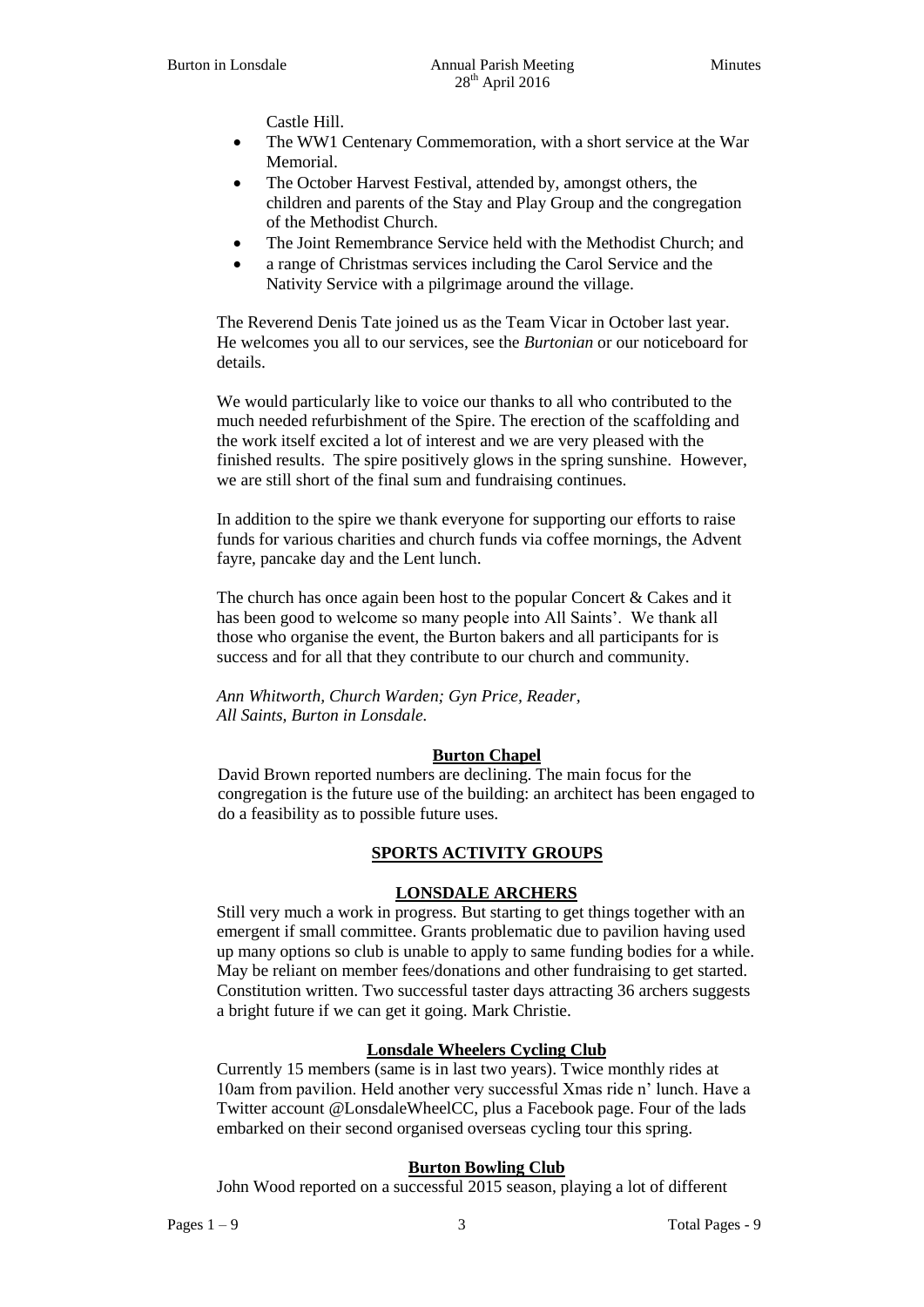Castle Hill.

- The WW1 Centenary Commemoration, with a short service at the War Memorial.
- The October Harvest Festival, attended by, amongst others, the children and parents of the Stay and Play Group and the congregation of the Methodist Church.
- The Joint Remembrance Service held with the Methodist Church; and
- a range of Christmas services including the Carol Service and the Nativity Service with a pilgrimage around the village.

The Reverend Denis Tate joined us as the Team Vicar in October last year. He welcomes you all to our services, see the *Burtonian* or our noticeboard for details.

We would particularly like to voice our thanks to all who contributed to the much needed refurbishment of the Spire. The erection of the scaffolding and the work itself excited a lot of interest and we are very pleased with the finished results. The spire positively glows in the spring sunshine. However, we are still short of the final sum and fundraising continues.

In addition to the spire we thank everyone for supporting our efforts to raise funds for various charities and church funds via coffee mornings, the Advent fayre, pancake day and the Lent lunch.

The church has once again been host to the popular Concert & Cakes and it has been good to welcome so many people into All Saints'. We thank all those who organise the event, the Burton bakers and all participants for is success and for all that they contribute to our church and community.

*Ann Whitworth, Church Warden; Gyn Price, Reader,*
*All Saints, Burton in Lonsdale.*

**Burton Chapel**

David Brown reported numbers are declining. The main focus for the congregation is the future use of the building: an architect has been engaged to do a feasibility as to possible future uses.

**SPORTS ACTIVITY GROUPS**

**LONSDALE ARCHERS**

Still very much a work in progress. But starting to get things together with an emergent if small committee. Grants problematic due to pavilion having used up many options so club is unable to apply to same funding bodies for a while. May be reliant on member fees/donations and other fundraising to get started. Constitution written. Two successful taster days attracting 36 archers suggests a bright future if we can get it going. Mark Christie.

**Lonsdale Wheelers Cycling Club**

Currently 15 members (same is in last two years). Twice monthly rides at 10am from pavilion. Held another very successful Xmas ride n' lunch. Have a Twitter account @LonsdaleWheelCC, plus a Facebook page. Four of the lads embarked on their second organised overseas cycling tour this spring.

**Burton Bowling Club**

John Wood reported on a successful 2015 season, playing a lot of different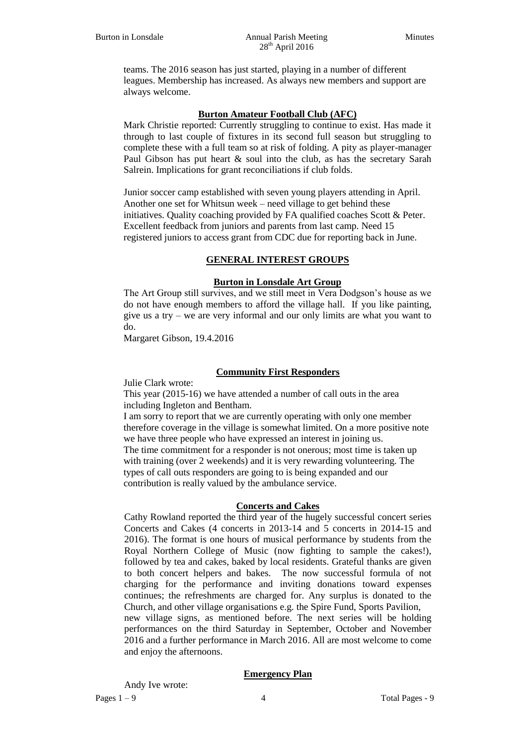teams. The 2016 season has just started, playing in a number of different leagues. Membership has increased. As always new members and support are always welcome.

### Burton Amateur Football Club (AFC)

Mark Christie reported: Currently struggling to continue to exist. Has made it through to last couple of fixtures in its second full season but struggling to complete these with a full team so at risk of folding. A pity as player-manager Paul Gibson has put heart & soul into the club, as has the secretary Sarah Salrein. Implications for grant reconciliations if club folds.

Junior soccer camp established with seven young players attending in April. Another one set for Whitsun week – need village to get behind these initiatives. Quality coaching provided by FA qualified coaches Scott & Peter. Excellent feedback from juniors and parents from last camp. Need 15 registered juniors to access grant from CDC due for reporting back in June.

## GENERAL INTEREST GROUPS

### Burton in Lonsdale Art Group

The Art Group still survives, and we still meet in Vera Dodgson's house as we do not have enough members to afford the village hall. If you like painting, give us a try – we are very informal and our only limits are what you want to do.

Margaret Gibson, 19.4.2016

### Community First Responders

Julie Clark wrote:

This year (2015-16) we have attended a number of call outs in the area including Ingleton and Bentham.

I am sorry to report that we are currently operating with only one member therefore coverage in the village is somewhat limited. On a more positive note we have three people who have expressed an interest in joining us.

The time commitment for a responder is not onerous; most time is taken up with training (over 2 weekends) and it is very rewarding volunteering. The types of call outs responders are going to is being expanded and our contribution is really valued by the ambulance service.

### Concerts and Cakes

Cathy Rowland reported the third year of the hugely successful concert series Concerts and Cakes (4 concerts in 2013-14 and 5 concerts in 2014-15 and 2016). The format is one hours of musical performance by students from the Royal Northern College of Music (now fighting to sample the cakes!), followed by tea and cakes, baked by local residents. Grateful thanks are given to both concert helpers and bakes. The now successful formula of not charging for the performance and inviting donations toward expenses continues; the refreshments are charged for. Any surplus is donated to the Church, and other village organisations e.g. the Spire Fund, Sports Pavilion, new village signs, as mentioned before. The next series will be holding performances on the third Saturday in September, October and November 2016 and a further performance in March 2016. All are most welcome to come and enjoy the afternoons.

### Emergency Plan

Andy Ive wrote: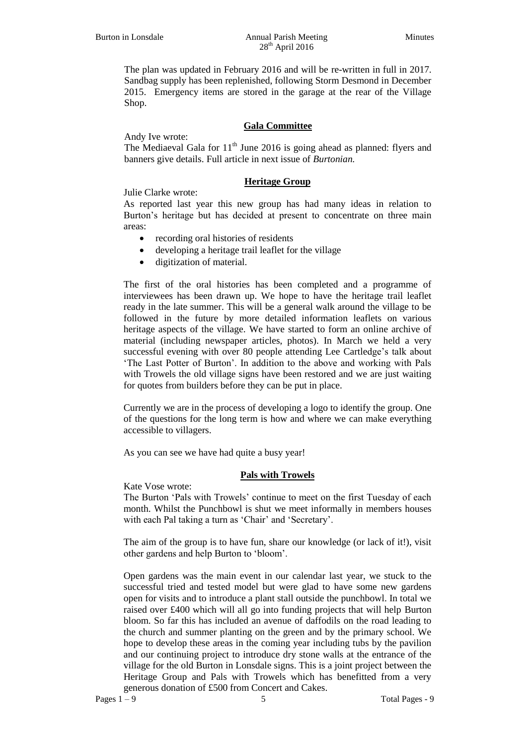The plan was updated in February 2016 and will be re-written in full in 2017. Sandbag supply has been replenished, following Storm Desmond in December 2015. Emergency items are stored in the garage at the rear of the Village Shop.

## Gala Committee

Andy Ive wrote:

The Mediaeval Gala for 11th June 2016 is going ahead as planned: flyers and banners give details. Full article in next issue of *Burtonian.*

## Heritage Group

Julie Clarke wrote:

As reported last year this new group has had many ideas in relation to Burton's heritage but has decided at present to concentrate on three main areas:

- recording oral histories of residents
- developing a heritage trail leaflet for the village
- digitization of material.

The first of the oral histories has been completed and a programme of interviewees has been drawn up. We hope to have the heritage trail leaflet ready in the late summer. This will be a general walk around the village to be followed in the future by more detailed information leaflets on various heritage aspects of the village. We have started to form an online archive of material (including newspaper articles, photos). In March we held a very successful evening with over 80 people attending Lee Cartledge's talk about 'The Last Potter of Burton'. In addition to the above and working with Pals with Trowels the old village signs have been restored and we are just waiting for quotes from builders before they can be put in place.

Currently we are in the process of developing a logo to identify the group. One of the questions for the long term is how and where we can make everything accessible to villagers.

As you can see we have had quite a busy year!

## Pals with Trowels

Kate Vose wrote:

The Burton 'Pals with Trowels' continue to meet on the first Tuesday of each month. Whilst the Punchbowl is shut we meet informally in members houses with each Pal taking a turn as 'Chair' and 'Secretary'.

The aim of the group is to have fun, share our knowledge (or lack of it!), visit other gardens and help Burton to 'bloom'.

Open gardens was the main event in our calendar last year, we stuck to the successful tried and tested model but were glad to have some new gardens open for visits and to introduce a plant stall outside the punchbowl. In total we raised over £400 which will all go into funding projects that will help Burton bloom. So far this has included an avenue of daffodils on the road leading to the church and summer planting on the green and by the primary school. We hope to develop these areas in the coming year including tubs by the pavilion and our continuing project to introduce dry stone walls at the entrance of the village for the old Burton in Lonsdale signs. This is a joint project between the Heritage Group and Pals with Trowels which has benefitted from a very generous donation of £500 from Concert and Cakes.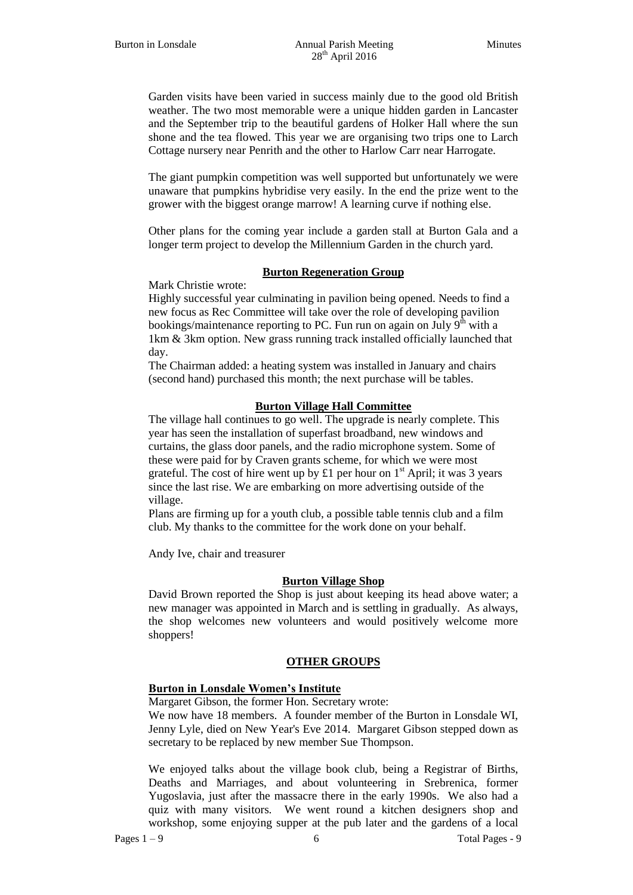Garden visits have been varied in success mainly due to the good old British weather. The two most memorable were a unique hidden garden in Lancaster and the September trip to the beautiful gardens of Holker Hall where the sun shone and the tea flowed. This year we are organising two trips one to Larch Cottage nursery near Penrith and the other to Harlow Carr near Harrogate.

The giant pumpkin competition was well supported but unfortunately we were unaware that pumpkins hybridise very easily. In the end the prize went to the grower with the biggest orange marrow! A learning curve if nothing else.

Other plans for the coming year include a garden stall at Burton Gala and a longer term project to develop the Millennium Garden in the church yard.

## Burton Regeneration Group

Mark Christie wrote:

Highly successful year culminating in pavilion being opened. Needs to find a new focus as Rec Committee will take over the role of developing pavilion bookings/maintenance reporting to PC. Fun run on again on July 9th with a 1km & 3km option. New grass running track installed officially launched that day.

The Chairman added: a heating system was installed in January and chairs (second hand) purchased this month; the next purchase will be tables.

## Burton Village Hall Committee

The village hall continues to go well. The upgrade is nearly complete. This year has seen the installation of superfast broadband, new windows and curtains, the glass door panels, and the radio microphone system. Some of these were paid for by Craven grants scheme, for which we were most grateful. The cost of hire went up by £1 per hour on 1st April; it was 3 years since the last rise. We are embarking on more advertising outside of the village.

Plans are firming up for a youth club, a possible table tennis club and a film club. My thanks to the committee for the work done on your behalf.

Andy Ive, chair and treasurer

## Burton Village Shop

David Brown reported the Shop is just about keeping its head above water; a new manager was appointed in March and is settling in gradually. As always, the shop welcomes new volunteers and would positively welcome more shoppers!

## OTHER GROUPS

### Burton in Lonsdale Women's Institute

Margaret Gibson, the former Hon. Secretary wrote:

We now have 18 members. A founder member of the Burton in Lonsdale WI, Jenny Lyle, died on New Year's Eve 2014. Margaret Gibson stepped down as secretary to be replaced by new member Sue Thompson.

We enjoyed talks about the village book club, being a Registrar of Births, Deaths and Marriages, and about volunteering in Srebrenica, former Yugoslavia, just after the massacre there in the early 1990s. We also had a quiz with many visitors. We went round a kitchen designers shop and workshop, some enjoying supper at the pub later and the gardens of a local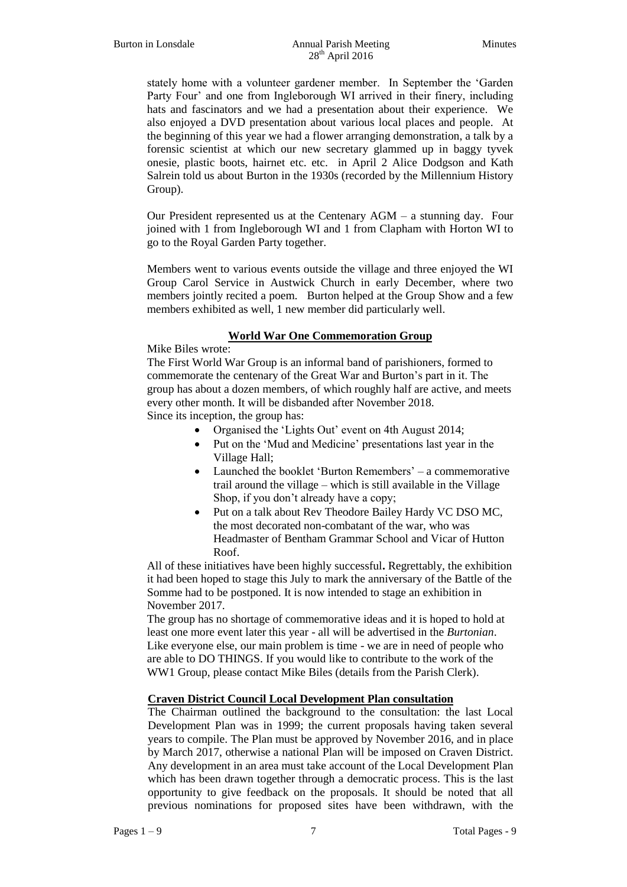stately home with a volunteer gardener member. In September the 'Garden Party Four' and one from Ingleborough WI arrived in their finery, including hats and fascinators and we had a presentation about their experience. We also enjoyed a DVD presentation about various local places and people. At the beginning of this year we had a flower arranging demonstration, a talk by a forensic scientist at which our new secretary glammed up in baggy tyvek onesie, plastic boots, hairnet etc. etc. in April 2 Alice Dodgson and Kath Salrein told us about Burton in the 1930s (recorded by the Millennium History Group).

Our President represented us at the Centenary AGM – a stunning day. Four joined with 1 from Ingleborough WI and 1 from Clapham with Horton WI to go to the Royal Garden Party together.

Members went to various events outside the village and three enjoyed the WI Group Carol Service in Austwick Church in early December, where two members jointly recited a poem. Burton helped at the Group Show and a few members exhibited as well, 1 new member did particularly well.

## World War One Commemoration Group

Mike Biles wrote:

The First World War Group is an informal band of parishioners, formed to commemorate the centenary of the Great War and Burton's part in it. The group has about a dozen members, of which roughly half are active, and meets every other month. It will be disbanded after November 2018.

Since its inception, the group has:

- Organised the 'Lights Out' event on 4th August 2014;
- Put on the 'Mud and Medicine' presentations last year in the Village Hall;
- Launched the booklet 'Burton Remembers' – a commemorative trail around the village – which is still available in the Village Shop, if you don't already have a copy;
- Put on a talk about Rev Theodore Bailey Hardy VC DSO MC, the most decorated non-combatant of the war, who was Headmaster of Bentham Grammar School and Vicar of Hutton Roof.

All of these initiatives have been highly successful**.** Regrettably, the exhibition it had been hoped to stage this July to mark the anniversary of the Battle of the Somme had to be postponed. It is now intended to stage an exhibition in November 2017.

The group has no shortage of commemorative ideas and it is hoped to hold at least one more event later this year - all will be advertised in the *Burtonian*. Like everyone else, our main problem is time - we are in need of people who are able to DO THINGS. If you would like to contribute to the work of the WW1 Group, please contact Mike Biles (details from the Parish Clerk).

## Craven District Council Local Development Plan consultation

The Chairman outlined the background to the consultation: the last Local Development Plan was in 1999; the current proposals having taken several years to compile. The Plan must be approved by November 2016, and in place by March 2017, otherwise a national Plan will be imposed on Craven District. Any development in an area must take account of the Local Development Plan which has been drawn together through a democratic process. This is the last opportunity to give feedback on the proposals. It should be noted that all previous nominations for proposed sites have been withdrawn, with the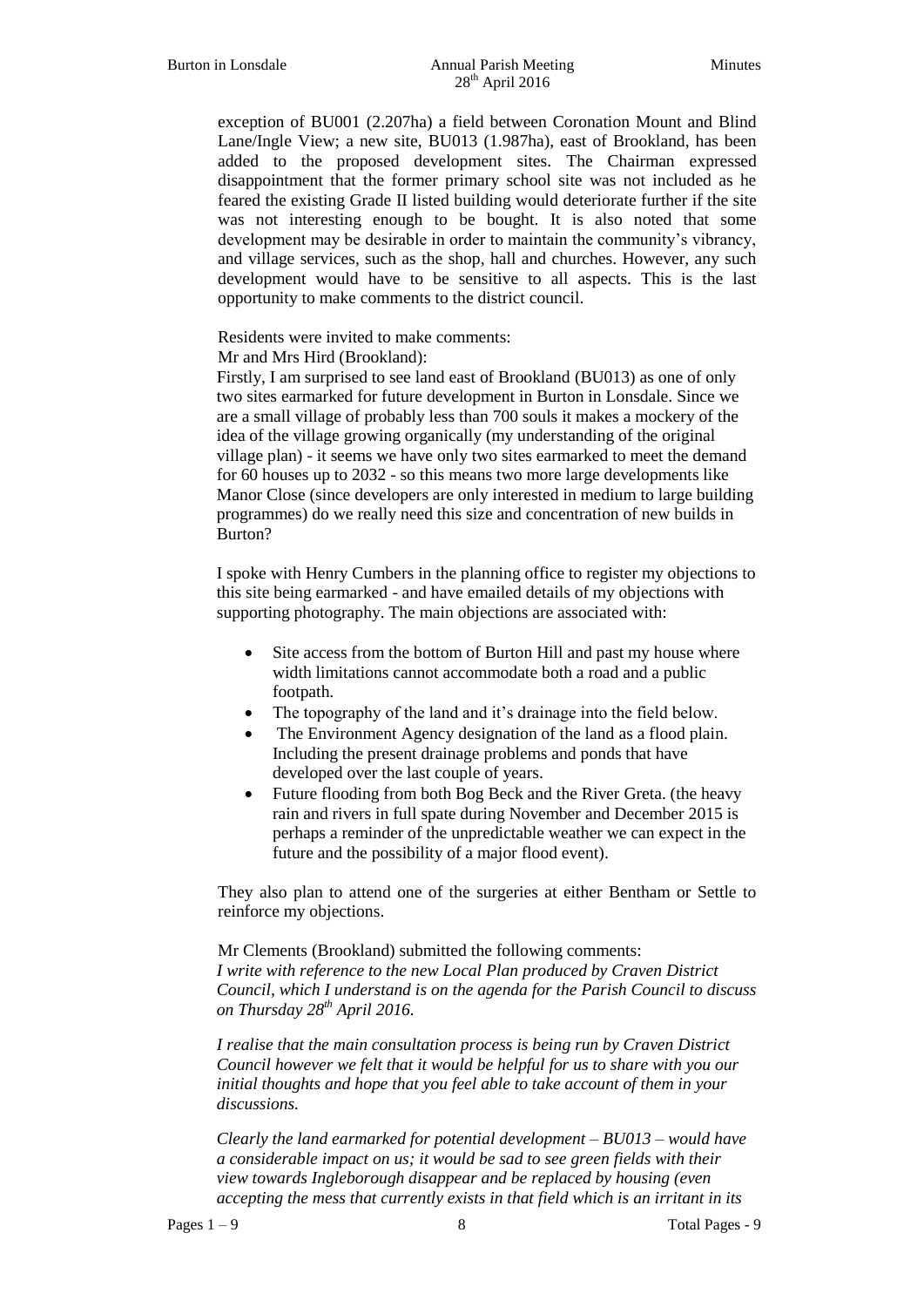exception of BU001 (2.207ha) a field between Coronation Mount and Blind Lane/Ingle View; a new site, BU013 (1.987ha), east of Brookland, has been added to the proposed development sites. The Chairman expressed disappointment that the former primary school site was not included as he feared the existing Grade II listed building would deteriorate further if the site was not interesting enough to be bought. It is also noted that some development may be desirable in order to maintain the community's vibrancy, and village services, such as the shop, hall and churches. However, any such development would have to be sensitive to all aspects. This is the last opportunity to make comments to the district council.

Residents were invited to make comments:

Mr and Mrs Hird (Brookland):

Firstly, I am surprised to see land east of Brookland (BU013) as one of only two sites earmarked for future development in Burton in Lonsdale. Since we are a small village of probably less than 700 souls it makes a mockery of the idea of the village growing organically (my understanding of the original village plan) - it seems we have only two sites earmarked to meet the demand for 60 houses up to 2032 - so this means two more large developments like Manor Close (since developers are only interested in medium to large building programmes) do we really need this size and concentration of new builds in Burton?

I spoke with Henry Cumbers in the planning office to register my objections to this site being earmarked - and have emailed details of my objections with supporting photography. The main objections are associated with:

- Site access from the bottom of Burton Hill and past my house where width limitations cannot accommodate both a road and a public footpath.
- The topography of the land and it's drainage into the field below.
- The Environment Agency designation of the land as a flood plain. Including the present drainage problems and ponds that have developed over the last couple of years.
- Future flooding from both Bog Beck and the River Greta. (the heavy rain and rivers in full spate during November and December 2015 is perhaps a reminder of the unpredictable weather we can expect in the future and the possibility of a major flood event).

They also plan to attend one of the surgeries at either Bentham or Settle to reinforce my objections.

Mr Clements (Brookland) submitted the following comments:

*I write with reference to the new Local Plan produced by Craven District Council, which I understand is on the agenda for the Parish Council to discuss on Thursday 28th April 2016.*

*I realise that the main consultation process is being run by Craven District Council however we felt that it would be helpful for us to share with you our initial thoughts and hope that you feel able to take account of them in your discussions.*

*Clearly the land earmarked for potential development – BU013 – would have a considerable impact on us; it would be sad to see green fields with their view towards Ingleborough disappear and be replaced by housing (even accepting the mess that currently exists in that field which is an irritant in its*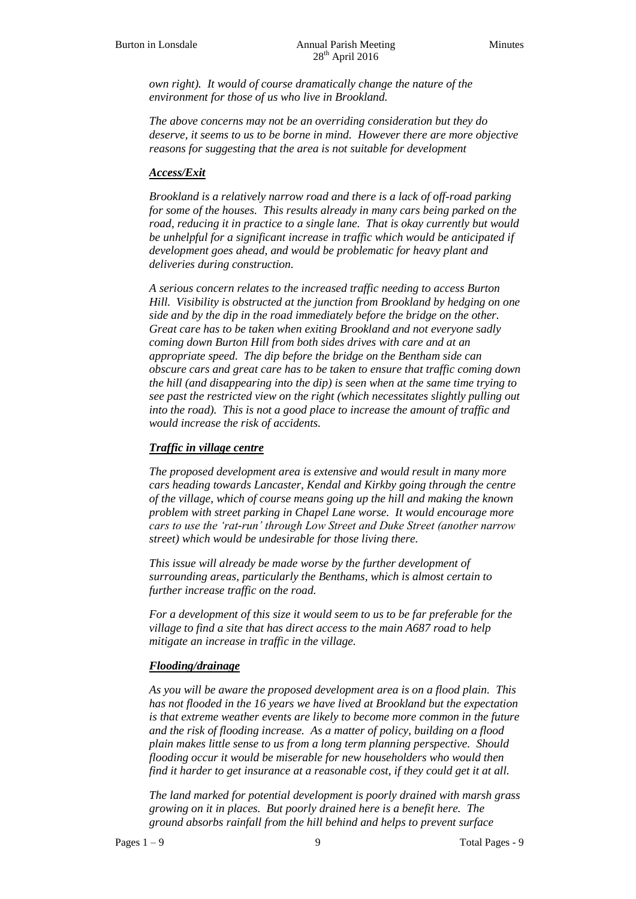*own right). It would of course dramatically change the nature of the environment for those of us who live in Brookland.*

*The above concerns may not be an overriding consideration but they do deserve, it seems to us to be borne in mind. However there are more objective reasons for suggesting that the area is not suitable for development*

***Access/Exit***

*Brookland is a relatively narrow road and there is a lack of off-road parking for some of the houses. This results already in many cars being parked on the road, reducing it in practice to a single lane. That is okay currently but would be unhelpful for a significant increase in traffic which would be anticipated if development goes ahead, and would be problematic for heavy plant and deliveries during construction.*

*A serious concern relates to the increased traffic needing to access Burton Hill. Visibility is obstructed at the junction from Brookland by hedging on one side and by the dip in the road immediately before the bridge on the other. Great care has to be taken when exiting Brookland and not everyone sadly coming down Burton Hill from both sides drives with care and at an appropriate speed. The dip before the bridge on the Bentham side can obscure cars and great care has to be taken to ensure that traffic coming down the hill (and disappearing into the dip) is seen when at the same time trying to see past the restricted view on the right (which necessitates slightly pulling out into the road). This is not a good place to increase the amount of traffic and would increase the risk of accidents.*

***Traffic in village centre***

*The proposed development area is extensive and would result in many more cars heading towards Lancaster, Kendal and Kirkby going through the centre of the village, which of course means going up the hill and making the known problem with street parking in Chapel Lane worse. It would encourage more cars to use the 'rat-run' through Low Street and Duke Street (another narrow street) which would be undesirable for those living there.*

*This issue will already be made worse by the further development of surrounding areas, particularly the Benthams, which is almost certain to further increase traffic on the road.*

*For a development of this size it would seem to us to be far preferable for the village to find a site that has direct access to the main A687 road to help mitigate an increase in traffic in the village.*

***Flooding/drainage***

*As you will be aware the proposed development area is on a flood plain. This has not flooded in the 16 years we have lived at Brookland but the expectation is that extreme weather events are likely to become more common in the future and the risk of flooding increase. As a matter of policy, building on a flood plain makes little sense to us from a long term planning perspective. Should flooding occur it would be miserable for new householders who would then find it harder to get insurance at a reasonable cost, if they could get it at all.*

*The land marked for potential development is poorly drained with marsh grass growing on it in places. But poorly drained here is a benefit here. The ground absorbs rainfall from the hill behind and helps to prevent surface*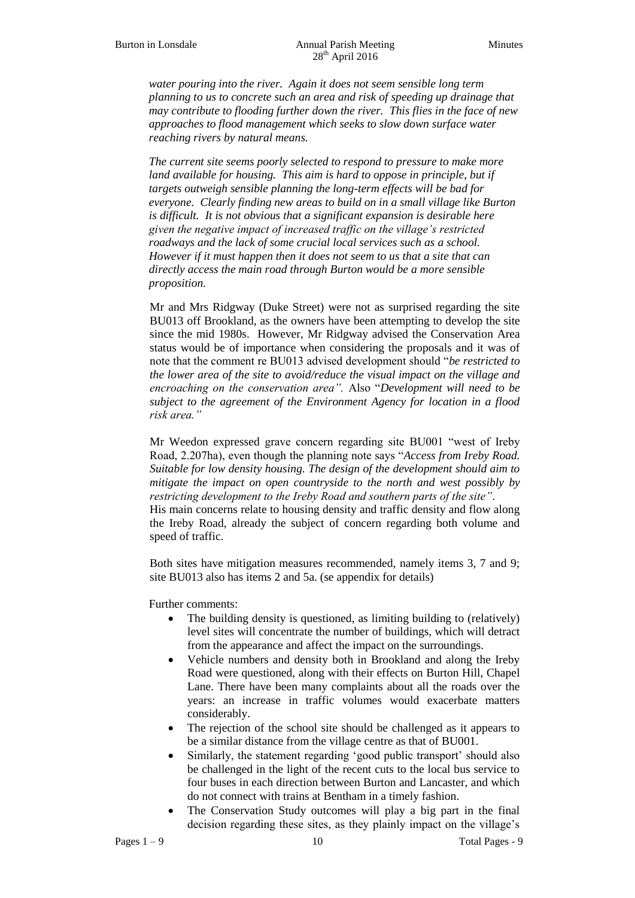*water pouring into the river. Again it does not seem sensible long term planning to us to concrete such an area and risk of speeding up drainage that may contribute to flooding further down the river. This flies in the face of new approaches to flood management which seeks to slow down surface water reaching rivers by natural means.*

*The current site seems poorly selected to respond to pressure to make more land available for housing. This aim is hard to oppose in principle, but if targets outweigh sensible planning the long-term effects will be bad for everyone. Clearly finding new areas to build on in a small village like Burton is difficult. It is not obvious that a significant expansion is desirable here given the negative impact of increased traffic on the village's restricted roadways and the lack of some crucial local services such as a school. However if it must happen then it does not seem to us that a site that can directly access the main road through Burton would be a more sensible proposition.*

Mr and Mrs Ridgway (Duke Street) were not as surprised regarding the site BU013 off Brookland, as the owners have been attempting to develop the site since the mid 1980s. However, Mr Ridgway advised the Conservation Area status would be of importance when considering the proposals and it was of note that the comment re BU013 advised development should "*be restricted to the lower area of the site to avoid/reduce the visual impact on the village and encroaching on the conservation area".* Also "*Development will need to be subject to the agreement of the Environment Agency for location in a flood risk area."*

Mr Weedon expressed grave concern regarding site BU001 "west of Ireby Road, 2.207ha), even though the planning note says "*Access from Ireby Road. Suitable for low density housing. The design of the development should aim to mitigate the impact on open countryside to the north and west possibly by restricting development to the Ireby Road and southern parts of the site"*.
His main concerns relate to housing density and traffic density and flow along the Ireby Road, already the subject of concern regarding both volume and speed of traffic.

Both sites have mitigation measures recommended, namely items 3, 7 and 9; site BU013 also has items 2 and 5a. (se appendix for details)

Further comments:

- The building density is questioned, as limiting building to (relatively) level sites will concentrate the number of buildings, which will detract from the appearance and affect the impact on the surroundings.
- Vehicle numbers and density both in Brookland and along the Ireby Road were questioned, along with their effects on Burton Hill, Chapel Lane. There have been many complaints about all the roads over the years: an increase in traffic volumes would exacerbate matters considerably.
- The rejection of the school site should be challenged as it appears to be a similar distance from the village centre as that of BU001.
- Similarly, the statement regarding 'good public transport' should also be challenged in the light of the recent cuts to the local bus service to four buses in each direction between Burton and Lancaster, and which do not connect with trains at Bentham in a timely fashion.
- The Conservation Study outcomes will play a big part in the final decision regarding these sites, as they plainly impact on the village's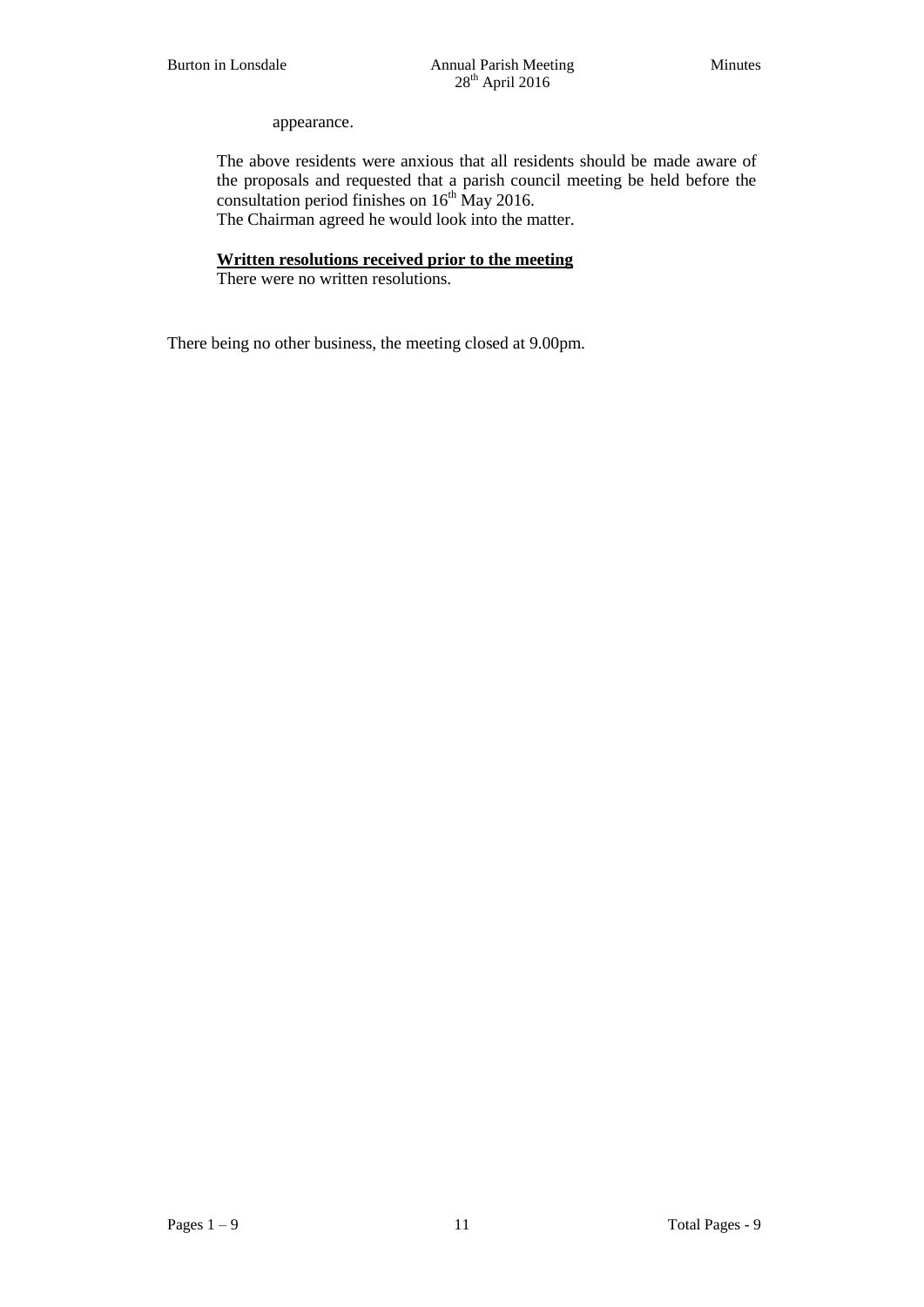appearance.

The above residents were anxious that all residents should be made aware of the proposals and requested that a parish council meeting be held before the consultation period finishes on 16th May 2016.
The Chairman agreed he would look into the matter.

**Written resolutions received prior to the meeting**
There were no written resolutions.

There being no other business, the meeting closed at 9.00pm.